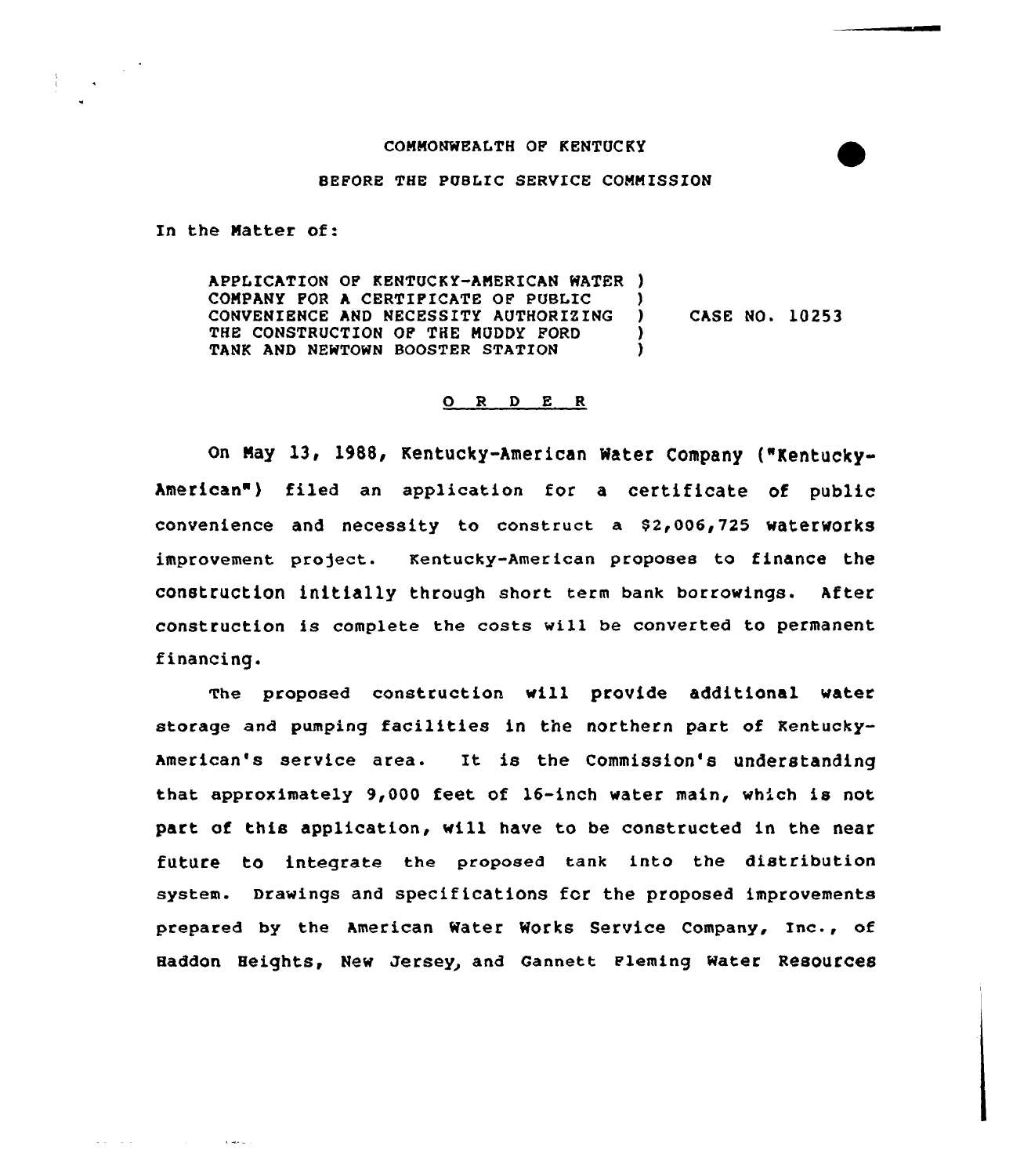COMMONWEALTH OF KENTUCKY

BEFORE THE PUBLIC SERVICE COMMISSION

In the Matter of:

| | | |
|---|---|---|
| APPLICATION OF KENTUCKY-AMERICAN WATER COMPANY FOR A CERTIFICATE OF PUBLIC CONVENIENCE AND NECESSITY AUTHORIZING THE CONSTRUCTION OF THE MUDDY FORD TANK AND NEWTOWN BOOSTER STATION | ) | CASE NO. 10253 |

## O R D E R

On May 13, 1988, Kentucky-American Water Company ("Kentucky-American") filed an application for a certificate of public convenience and necessity to construct a $2,006,725 waterworks improvement project. Kentucky-American proposes to finance the construction initially through short term bank borrowings. After construction is complete the costs will be converted to permanent financing.

The proposed construction will provide additional water storage and pumping facilities in the northern part of Kentucky-American's service area. It is the Commission's understanding that approximately 9,000 feet of 16-inch water main, which is not part of this application, will have to be constructed in the near future to integrate the proposed tank into the distribution system. Drawings and specifications for the proposed improvements prepared by the American Water Works Service Company, Inc., of Haddon Heights, New Jersey, and Gannett Fleming Water Resources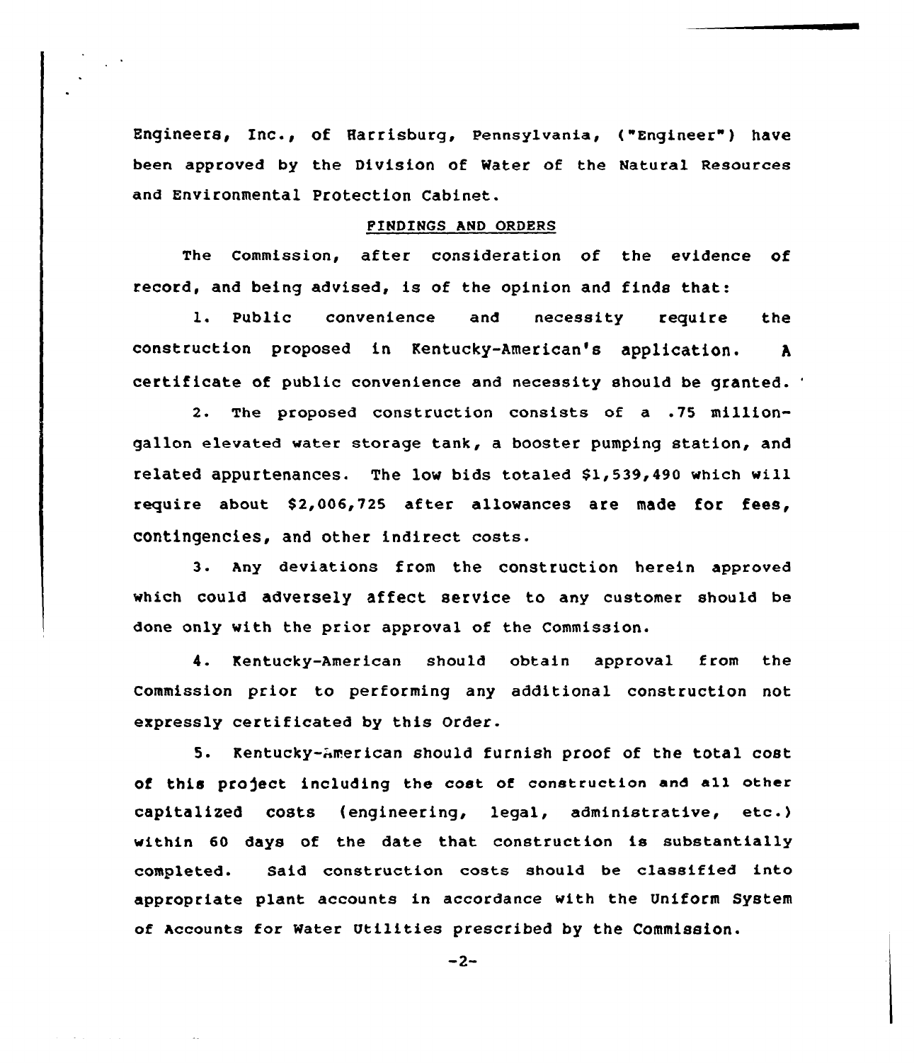Engineers, Inc., of Harrisburg, Pennsylvania, ("Engineer") have been approved by the Division of Water of the Natural Resources and Environmental Protection Cabinet.

## FINDINGS AND ORDERS

The Commission, after consideration of the evidence of record, and being advised, is of the opinion and finds that:

1. Public convenience and necessity require the construction proposed in Kentucky-American's application. A certificate of public convenience and necessity should be granted.

2. The proposed construction consists of a .75 million-gallon elevated water storage tank, a booster pumping station, and related appurtenances. The low bids totaled $1,539,490 which will require about $2,006,725 after allowances are made for fees, contingencies, and other indirect costs.

3. Any deviations from the construction herein approved which could adversely affect service to any customer should be done only with the prior approval of the Commission.

4. Kentucky-American should obtain approval from the Commission prior to performing any additional construction not expressly certificated by this Order.

5. Kentucky-American should furnish proof of the total cost of this project including the cost of construction and all other capitalized costs (engineering, legal, administrative, etc.) within 60 days of the date that construction is substantially completed. Said construction costs should be classified into appropriate plant accounts in accordance with the Uniform System of Accounts for Water Utilities prescribed by the Commission.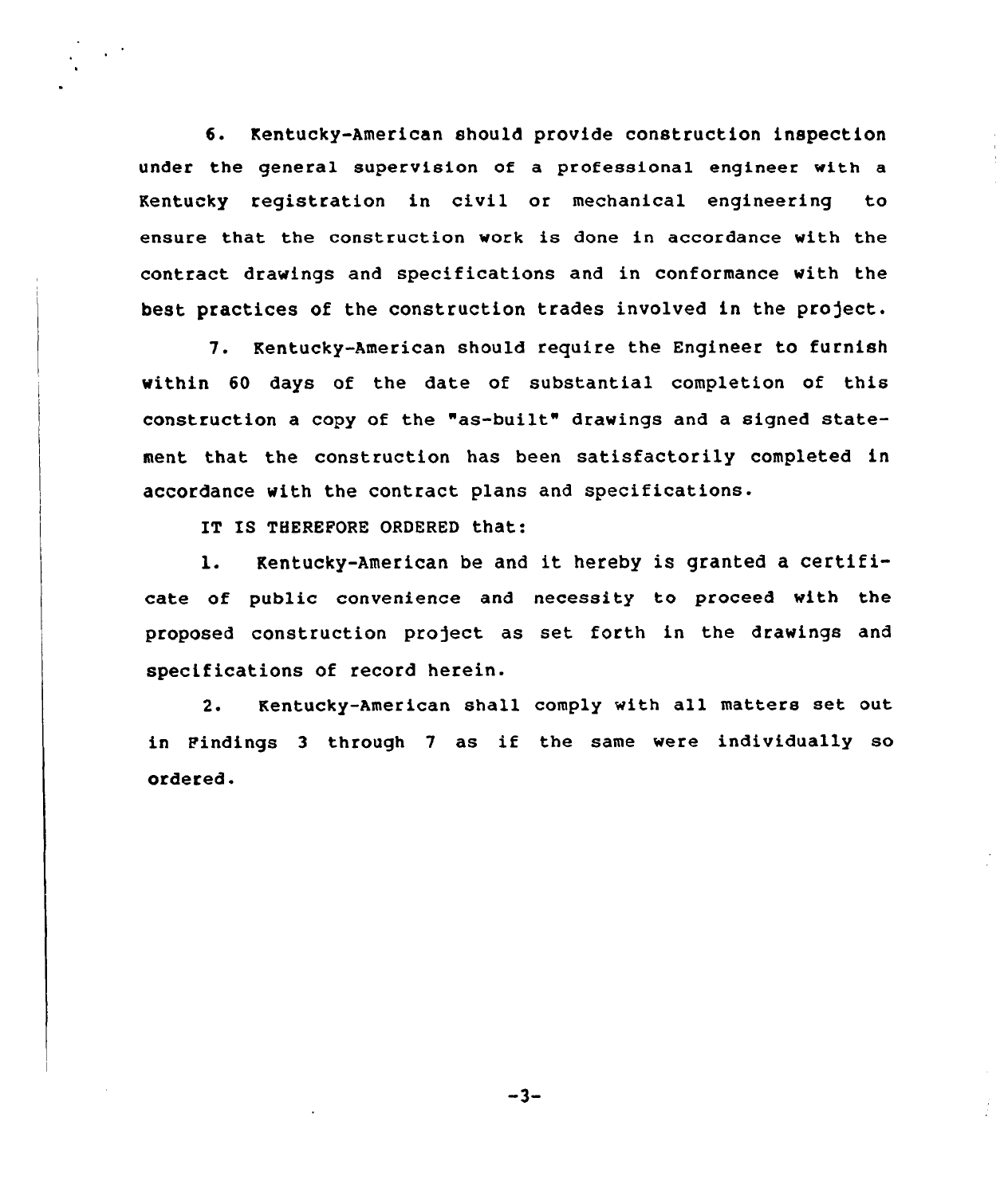6. Kentucky-American should provide construction inspection under the general supervision of a professional engineer with a Kentucky registration in civil or mechanical engineering to ensure that the construction work is done in accordance with the contract drawings and specifications and in conformance with the best practices of the construction trades involved in the project.

7. Kentucky-American should require the Engineer to furnish within 60 days of the date of substantial completion of this construction a copy of the "as-built" drawings and a signed statement that the construction has been satisfactorily completed in accordance with the contract plans and specifications.

IT IS THEREFORE ORDERED that:

1. Kentucky-American be and it hereby is granted a certificate of public convenience and necessity to proceed with the proposed construction project as set forth in the drawings and specifications of record herein.

2. Kentucky-American shall comply with all matters set out in Findings 3 through 7 as if the same were individually so ordered.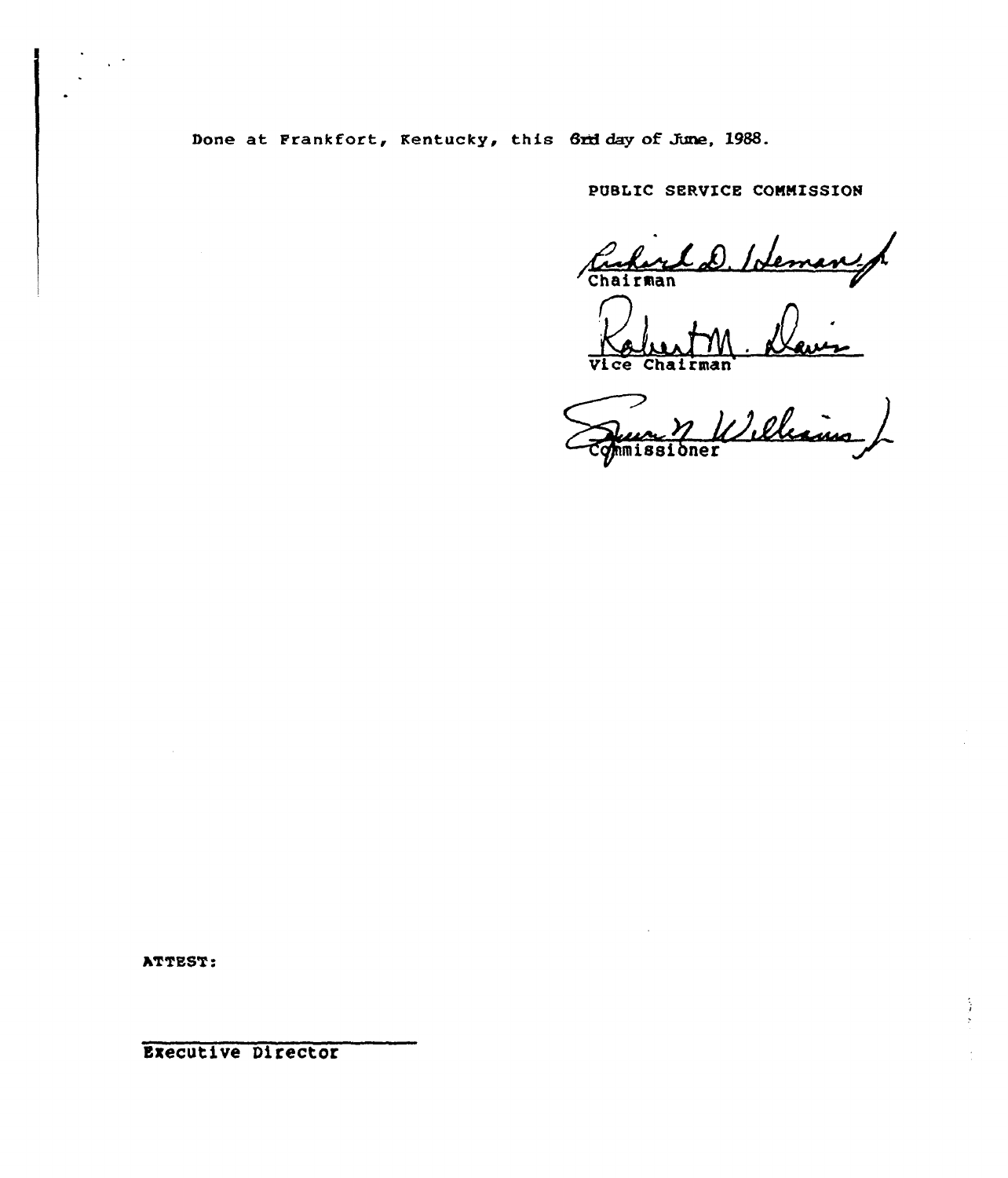Done at Frankfort, Kentucky, this 6rd day of June, 1988.

PUBLIC SERVICE COMMISSION

Chairman

Vice Chairman

Commissioner

ATTEST:

Executive Director